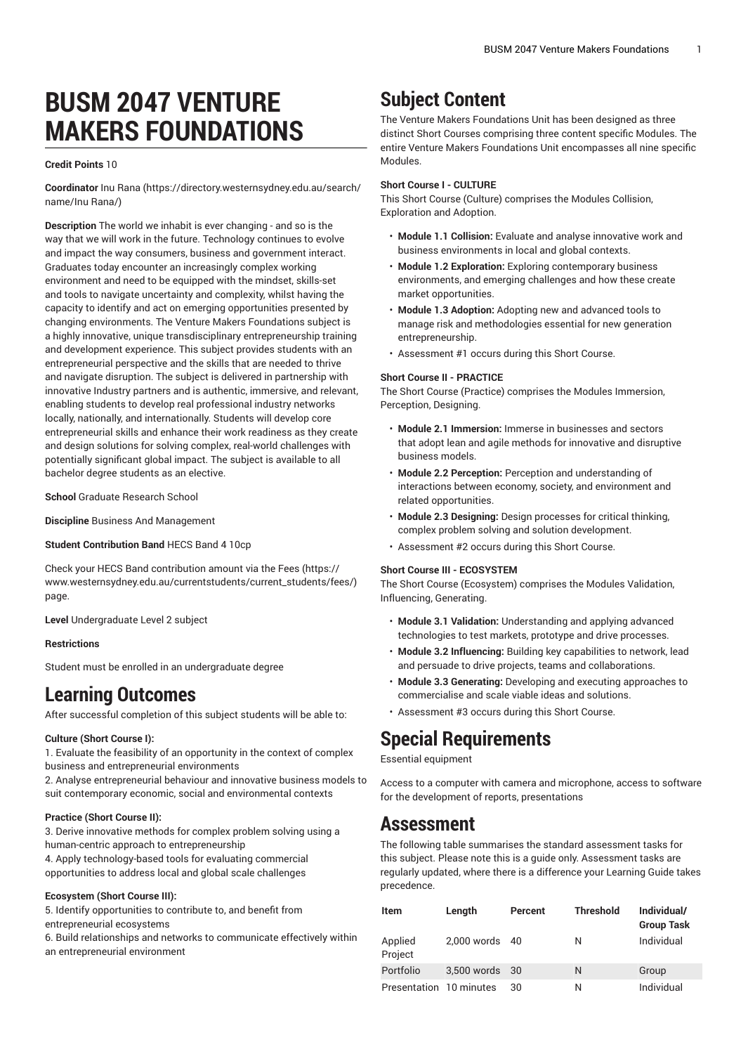# BUSM 2047 VENTURE MAKERS FOUNDATIONS

**Credit Points** 10

**Coordinator** Inu Rana (https://directory.westernsydney.edu.au/search/name/Inu Rana/)

**Description** The world we inhabit is ever changing - and so is the way that we will work in the future. Technology continues to evolve and impact the way consumers, business and government interact. Graduates today encounter an increasingly complex working environment and need to be equipped with the mindset, skills-set and tools to navigate uncertainty and complexity, whilst having the capacity to identify and act on emerging opportunities presented by changing environments. The Venture Makers Foundations subject is a highly innovative, unique transdisciplinary entrepreneurship training and development experience. This subject provides students with an entrepreneurial perspective and the skills that are needed to thrive and navigate disruption. The subject is delivered in partnership with innovative Industry partners and is authentic, immersive, and relevant, enabling students to develop real professional industry networks locally, nationally, and internationally. Students will develop core entrepreneurial skills and enhance their work readiness as they create and design solutions for solving complex, real-world challenges with potentially significant global impact. The subject is available to all bachelor degree students as an elective.

**School** Graduate Research School

**Discipline** Business And Management

**Student Contribution Band** HECS Band 4 10cp

Check your HECS Band contribution amount via the Fees (https://www.westernsydney.edu.au/currentstudents/current_students/fees/) page.

**Level** Undergraduate Level 2 subject

**Restrictions**

Student must be enrolled in an undergraduate degree

## Learning Outcomes

After successful completion of this subject students will be able to:

**Culture (Short Course I):**

1. Evaluate the feasibility of an opportunity in the context of complex business and entrepreneurial environments
2. Analyse entrepreneurial behaviour and innovative business models to suit contemporary economic, social and environmental contexts

**Practice (Short Course II):**

3. Derive innovative methods for complex problem solving using a human-centric approach to entrepreneurship
4. Apply technology-based tools for evaluating commercial opportunities to address local and global scale challenges

**Ecosystem (Short Course III):**

5. Identify opportunities to contribute to, and benefit from entrepreneurial ecosystems
6. Build relationships and networks to communicate effectively within an entrepreneurial environment

## Subject Content

The Venture Makers Foundations Unit has been designed as three distinct Short Courses comprising three content specific Modules. The entire Venture Makers Foundations Unit encompasses all nine specific Modules.

**Short Course I - CULTURE**

This Short Course (Culture) comprises the Modules Collision, Exploration and Adoption.

- **Module 1.1 Collision:** Evaluate and analyse innovative work and business environments in local and global contexts.
- **Module 1.2 Exploration:** Exploring contemporary business environments, and emerging challenges and how these create market opportunities.
- **Module 1.3 Adoption:** Adopting new and advanced tools to manage risk and methodologies essential for new generation entrepreneurship.
- Assessment #1 occurs during this Short Course.

**Short Course II - PRACTICE**

The Short Course (Practice) comprises the Modules Immersion, Perception, Designing.

- **Module 2.1 Immersion:** Immerse in businesses and sectors that adopt lean and agile methods for innovative and disruptive business models.
- **Module 2.2 Perception:** Perception and understanding of interactions between economy, society, and environment and related opportunities.
- **Module 2.3 Designing:** Design processes for critical thinking, complex problem solving and solution development.
- Assessment #2 occurs during this Short Course.

**Short Course III - ECOSYSTEM**

The Short Course (Ecosystem) comprises the Modules Validation, Influencing, Generating.

- **Module 3.1 Validation:** Understanding and applying advanced technologies to test markets, prototype and drive processes.
- **Module 3.2 Influencing:** Building key capabilities to network, lead and persuade to drive projects, teams and collaborations.
- **Module 3.3 Generating:** Developing and executing approaches to commercialise and scale viable ideas and solutions.
- Assessment #3 occurs during this Short Course.

## Special Requirements

Essential equipment

Access to a computer with camera and microphone, access to software for the development of reports, presentations

## Assessment

The following table summarises the standard assessment tasks for this subject. Please note this is a guide only. Assessment tasks are regularly updated, where there is a difference your Learning Guide takes precedence.

| Item | Length | Percent | Threshold | Individual/ Group Task |
|---|---|---|---|---|
| Applied Project | 2,000 words | 40 | N | Individual |
| Portfolio | 3,500 words | 30 | N | Group |
| Presentation | 10 minutes | 30 | N | Individual |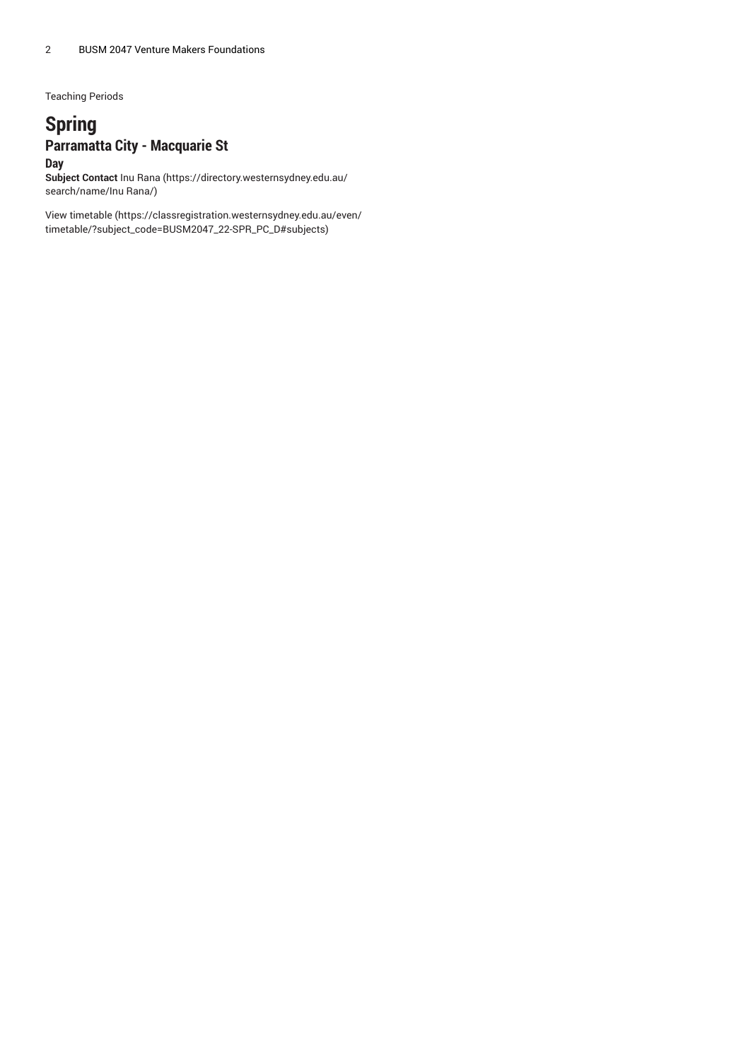Teaching Periods

# Spring

## Parramatta City - Macquarie St

### Day

**Subject Contact** Inu Rana (https://directory.westernsydney.edu.au/search/name/Inu Rana/)

View timetable (https://classregistration.westernsydney.edu.au/even/timetable/?subject_code=BUSM2047_22-SPR_PC_D#subjects)